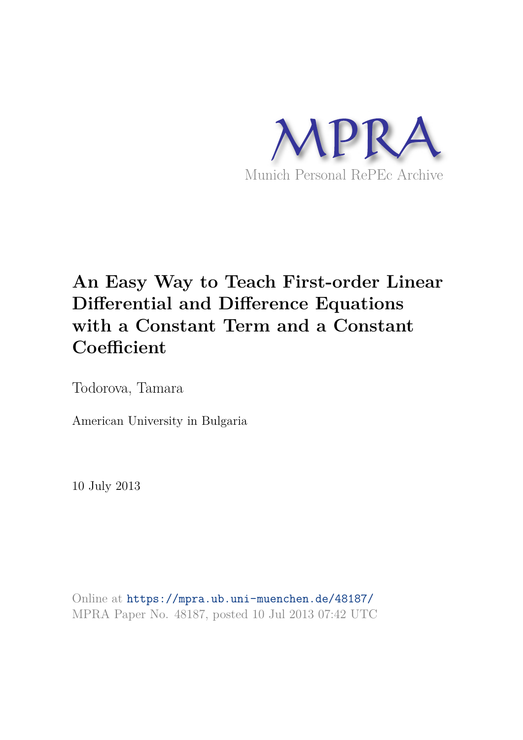MPRA

Munich Personal RePEc Archive

# An Easy Way to Teach First-order Linear Differential and Difference Equations with a Constant Term and a Constant Coefficient

Todorova, Tamara

American University in Bulgaria

10 July 2013

Online at https://mpra.ub.uni-muenchen.de/48187/
MPRA Paper No. 48187, posted 10 Jul 2013 07:42 UTC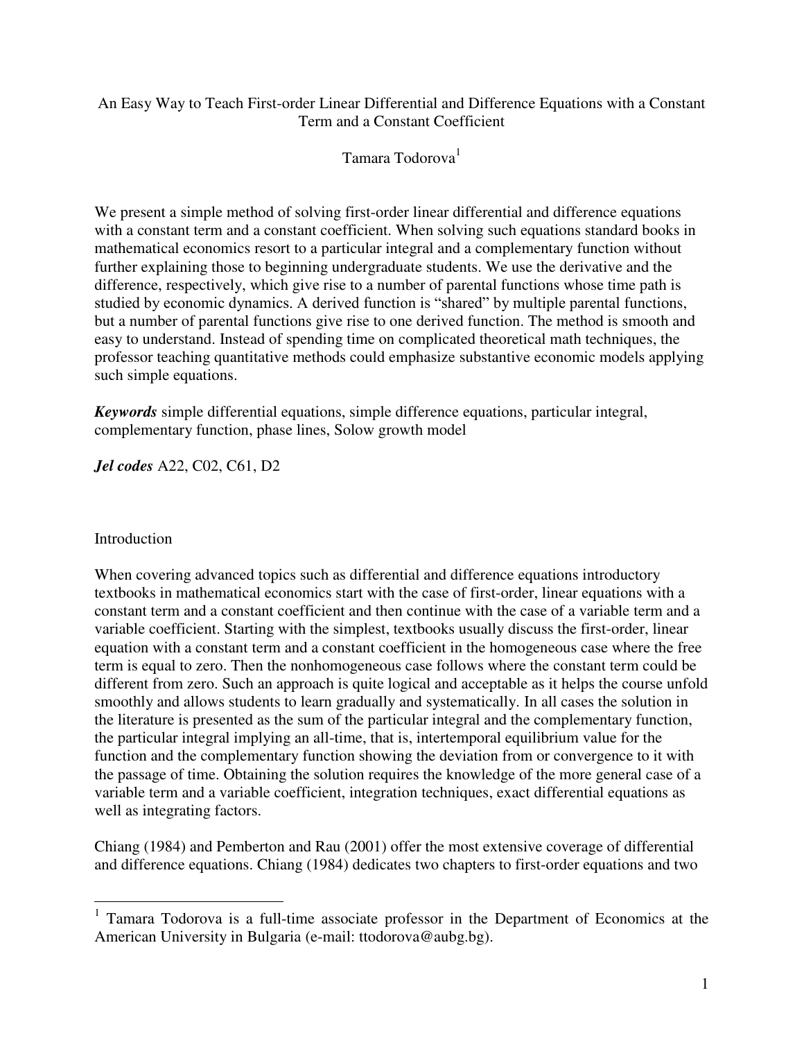An Easy Way to Teach First-order Linear Differential and Difference Equations with a Constant Term and a Constant Coefficient

Tamara Todorova[1]

We present a simple method of solving first-order linear differential and difference equations with a constant term and a constant coefficient. When solving such equations standard books in mathematical economics resort to a particular integral and a complementary function without further explaining those to beginning undergraduate students. We use the derivative and the difference, respectively, which give rise to a number of parental functions whose time path is studied by economic dynamics. A derived function is "shared" by multiple parental functions, but a number of parental functions give rise to one derived function. The method is smooth and easy to understand. Instead of spending time on complicated theoretical math techniques, the professor teaching quantitative methods could emphasize substantive economic models applying such simple equations.

***Keywords*** simple differential equations, simple difference equations, particular integral, complementary function, phase lines, Solow growth model

***Jel codes*** A22, C02, C61, D2

## Introduction

When covering advanced topics such as differential and difference equations introductory textbooks in mathematical economics start with the case of first-order, linear equations with a constant term and a constant coefficient and then continue with the case of a variable term and a variable coefficient. Starting with the simplest, textbooks usually discuss the first-order, linear equation with a constant term and a constant coefficient in the homogeneous case where the free term is equal to zero. Then the nonhomogeneous case follows where the constant term could be different from zero. Such an approach is quite logical and acceptable as it helps the course unfold smoothly and allows students to learn gradually and systematically. In all cases the solution in the literature is presented as the sum of the particular integral and the complementary function, the particular integral implying an all-time, that is, intertemporal equilibrium value for the function and the complementary function showing the deviation from or convergence to it with the passage of time. Obtaining the solution requires the knowledge of the more general case of a variable term and a variable coefficient, integration techniques, exact differential equations as well as integrating factors.

Chiang (1984) and Pemberton and Rau (2001) offer the most extensive coverage of differential and difference equations. Chiang (1984) dedicates two chapters to first-order equations and two

[1] Tamara Todorova is a full-time associate professor in the Department of Economics at the American University in Bulgaria (e-mail: ttodorova@aubg.bg).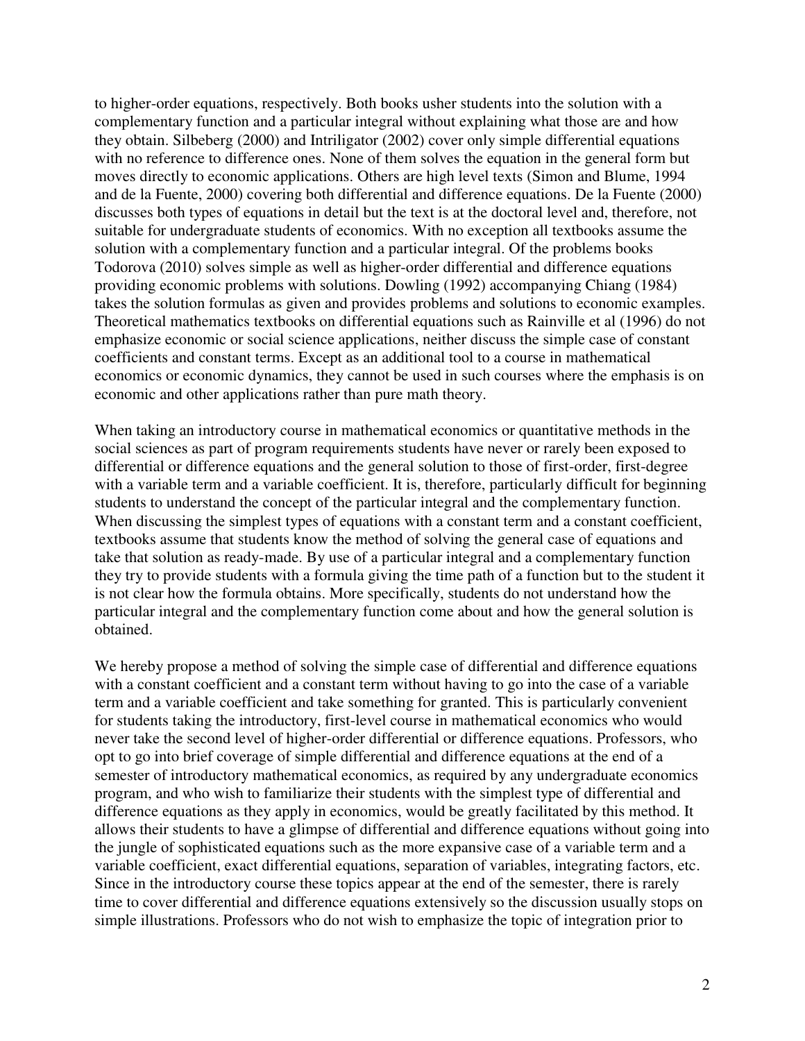to higher-order equations, respectively. Both books usher students into the solution with a complementary function and a particular integral without explaining what those are and how they obtain. Silbeberg (2000) and Intriligator (2002) cover only simple differential equations with no reference to difference ones. None of them solves the equation in the general form but moves directly to economic applications. Others are high level texts (Simon and Blume, 1994 and de la Fuente, 2000) covering both differential and difference equations. De la Fuente (2000) discusses both types of equations in detail but the text is at the doctoral level and, therefore, not suitable for undergraduate students of economics. With no exception all textbooks assume the solution with a complementary function and a particular integral. Of the problems books Todorova (2010) solves simple as well as higher-order differential and difference equations providing economic problems with solutions. Dowling (1992) accompanying Chiang (1984) takes the solution formulas as given and provides problems and solutions to economic examples. Theoretical mathematics textbooks on differential equations such as Rainville et al (1996) do not emphasize economic or social science applications, neither discuss the simple case of constant coefficients and constant terms. Except as an additional tool to a course in mathematical economics or economic dynamics, they cannot be used in such courses where the emphasis is on economic and other applications rather than pure math theory.

When taking an introductory course in mathematical economics or quantitative methods in the social sciences as part of program requirements students have never or rarely been exposed to differential or difference equations and the general solution to those of first-order, first-degree with a variable term and a variable coefficient. It is, therefore, particularly difficult for beginning students to understand the concept of the particular integral and the complementary function. When discussing the simplest types of equations with a constant term and a constant coefficient, textbooks assume that students know the method of solving the general case of equations and take that solution as ready-made. By use of a particular integral and a complementary function they try to provide students with a formula giving the time path of a function but to the student it is not clear how the formula obtains. More specifically, students do not understand how the particular integral and the complementary function come about and how the general solution is obtained.

We hereby propose a method of solving the simple case of differential and difference equations with a constant coefficient and a constant term without having to go into the case of a variable term and a variable coefficient and take something for granted. This is particularly convenient for students taking the introductory, first-level course in mathematical economics who would never take the second level of higher-order differential or difference equations. Professors, who opt to go into brief coverage of simple differential and difference equations at the end of a semester of introductory mathematical economics, as required by any undergraduate economics program, and who wish to familiarize their students with the simplest type of differential and difference equations as they apply in economics, would be greatly facilitated by this method. It allows their students to have a glimpse of differential and difference equations without going into the jungle of sophisticated equations such as the more expansive case of a variable term and a variable coefficient, exact differential equations, separation of variables, integrating factors, etc. Since in the introductory course these topics appear at the end of the semester, there is rarely time to cover differential and difference equations extensively so the discussion usually stops on simple illustrations. Professors who do not wish to emphasize the topic of integration prior to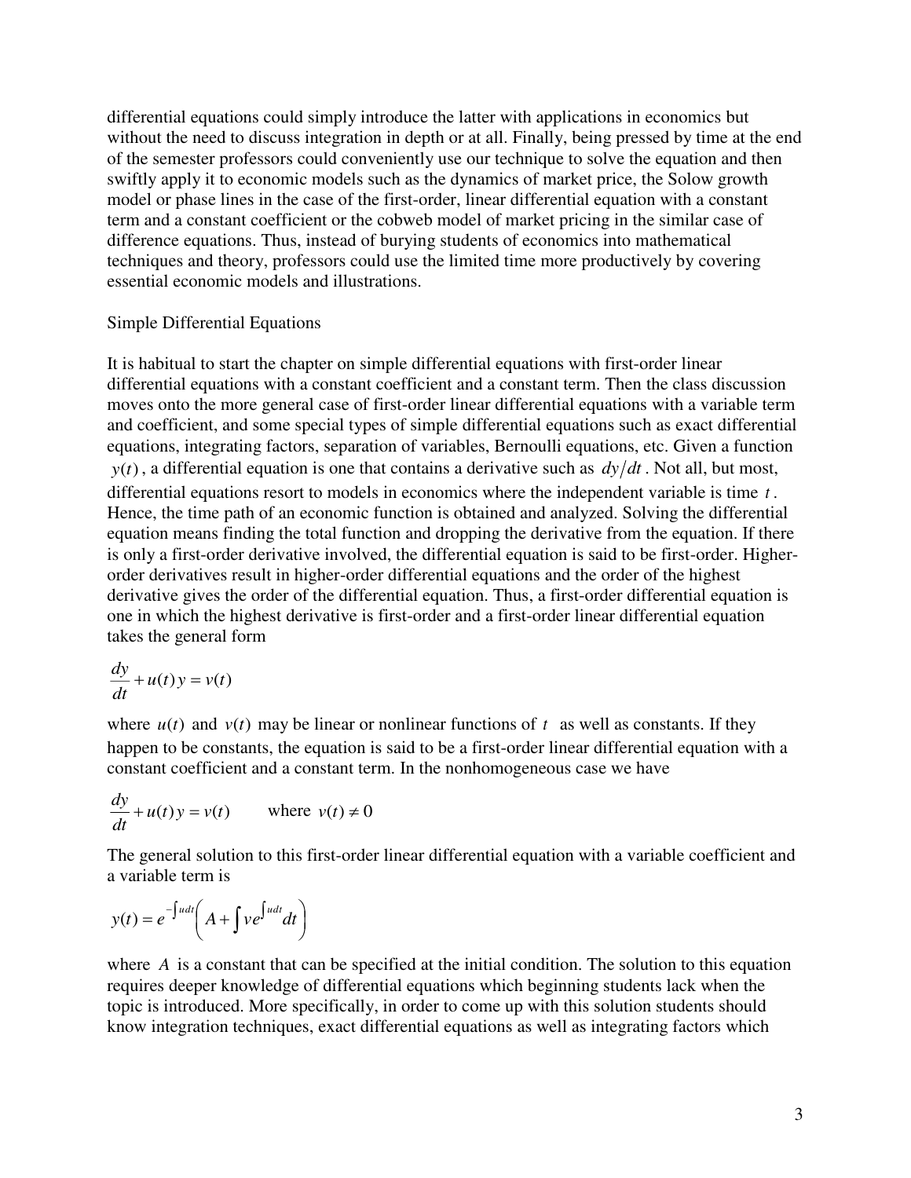differential equations could simply introduce the latter with applications in economics but without the need to discuss integration in depth or at all. Finally, being pressed by time at the end of the semester professors could conveniently use our technique to solve the equation and then swiftly apply it to economic models such as the dynamics of market price, the Solow growth model or phase lines in the case of the first-order, linear differential equation with a constant term and a constant coefficient or the cobweb model of market pricing in the similar case of difference equations. Thus, instead of burying students of economics into mathematical techniques and theory, professors could use the limited time more productively by covering essential economic models and illustrations.

## Simple Differential Equations

It is habitual to start the chapter on simple differential equations with first-order linear differential equations with a constant coefficient and a constant term. Then the class discussion moves onto the more general case of first-order linear differential equations with a variable term and coefficient, and some special types of simple differential equations such as exact differential equations, integrating factors, separation of variables, Bernoulli equations, etc. Given a function $y(t)$, a differential equation is one that contains a derivative such as $dy/dt$. Not all, but most, differential equations resort to models in economics where the independent variable is time $t$. Hence, the time path of an economic function is obtained and analyzed. Solving the differential equation means finding the total function and dropping the derivative from the equation. If there is only a first-order derivative involved, the differential equation is said to be first-order. Higher-order derivatives result in higher-order differential equations and the order of the highest derivative gives the order of the differential equation. Thus, a first-order differential equation is one in which the highest derivative is first-order and a first-order linear differential equation takes the general form

$$\frac{dy}{dt} + u(t)\,y = v(t)$$

where $u(t)$ and $v(t)$ may be linear or nonlinear functions of $t$ as well as constants. If they happen to be constants, the equation is said to be a first-order linear differential equation with a constant coefficient and a constant term. In the nonhomogeneous case we have

$$\frac{dy}{dt} + u(t)\,y = v(t) \qquad \text{where } v(t) \neq 0$$

The general solution to this first-order linear differential equation with a variable coefficient and a variable term is

$$y(t) = e^{-\int u dt}\left(A + \int v e^{\int u dt} dt\right)$$

where $A$ is a constant that can be specified at the initial condition. The solution to this equation requires deeper knowledge of differential equations which beginning students lack when the topic is introduced. More specifically, in order to come up with this solution students should know integration techniques, exact differential equations as well as integrating factors which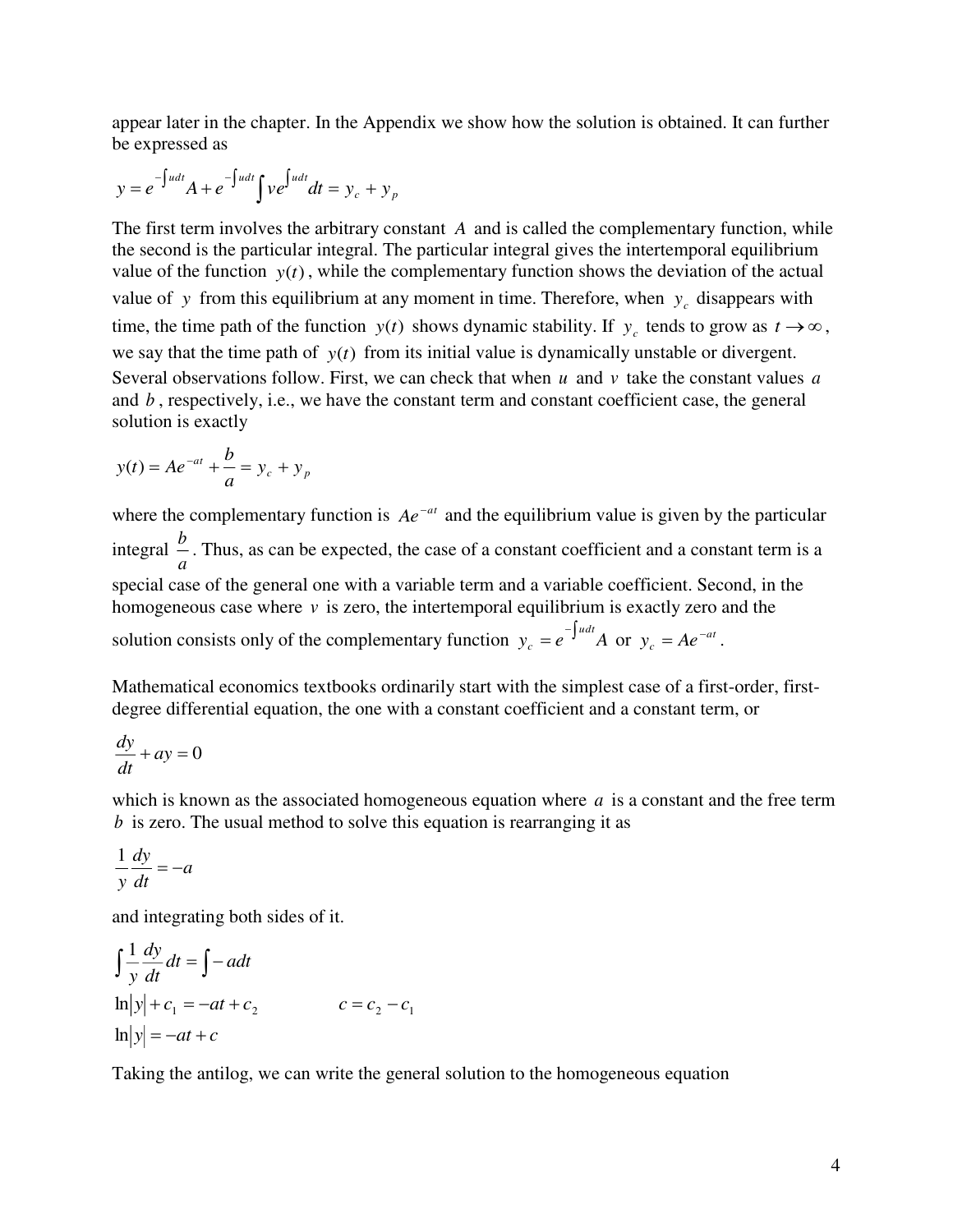appear later in the chapter. In the Appendix we show how the solution is obtained. It can further be expressed as

$$y = e^{-\int u dt} A + e^{-\int u dt} \int v e^{\int u dt} dt = y_c + y_p$$

The first term involves the arbitrary constant $A$ and is called the complementary function, while the second is the particular integral. The particular integral gives the intertemporal equilibrium value of the function $y(t)$, while the complementary function shows the deviation of the actual value of $y$ from this equilibrium at any moment in time. Therefore, when $y_c$ disappears with time, the time path of the function $y(t)$ shows dynamic stability. If $y_c$ tends to grow as $t \to \infty$, we say that the time path of $y(t)$ from its initial value is dynamically unstable or divergent. Several observations follow. First, we can check that when $u$ and $v$ take the constant values $a$ and $b$, respectively, i.e., we have the constant term and constant coefficient case, the general solution is exactly

$$y(t) = Ae^{-at} + \frac{b}{a} = y_c + y_p$$

where the complementary function is $Ae^{-at}$ and the equilibrium value is given by the particular integral $\frac{b}{a}$. Thus, as can be expected, the case of a constant coefficient and a constant term is a special case of the general one with a variable term and a variable coefficient. Second, in the homogeneous case where $v$ is zero, the intertemporal equilibrium is exactly zero and the solution consists only of the complementary function $y_c = e^{-\int u dt} A$ or $y_c = Ae^{-at}$.

Mathematical economics textbooks ordinarily start with the simplest case of a first-order, first-degree differential equation, the one with a constant coefficient and a constant term, or

$$\frac{dy}{dt} + ay = 0$$

which is known as the associated homogeneous equation where $a$ is a constant and the free term $b$ is zero. The usual method to solve this equation is rearranging it as

$$\frac{1}{y}\frac{dy}{dt} = -a$$

and integrating both sides of it.

$$\int \frac{1}{y}\frac{dy}{dt} dt = \int -a dt$$

$$\ln|y| + c_1 = -at + c_2 \qquad\qquad c = c_2 - c_1$$

$$\ln|y| = -at + c$$

Taking the antilog, we can write the general solution to the homogeneous equation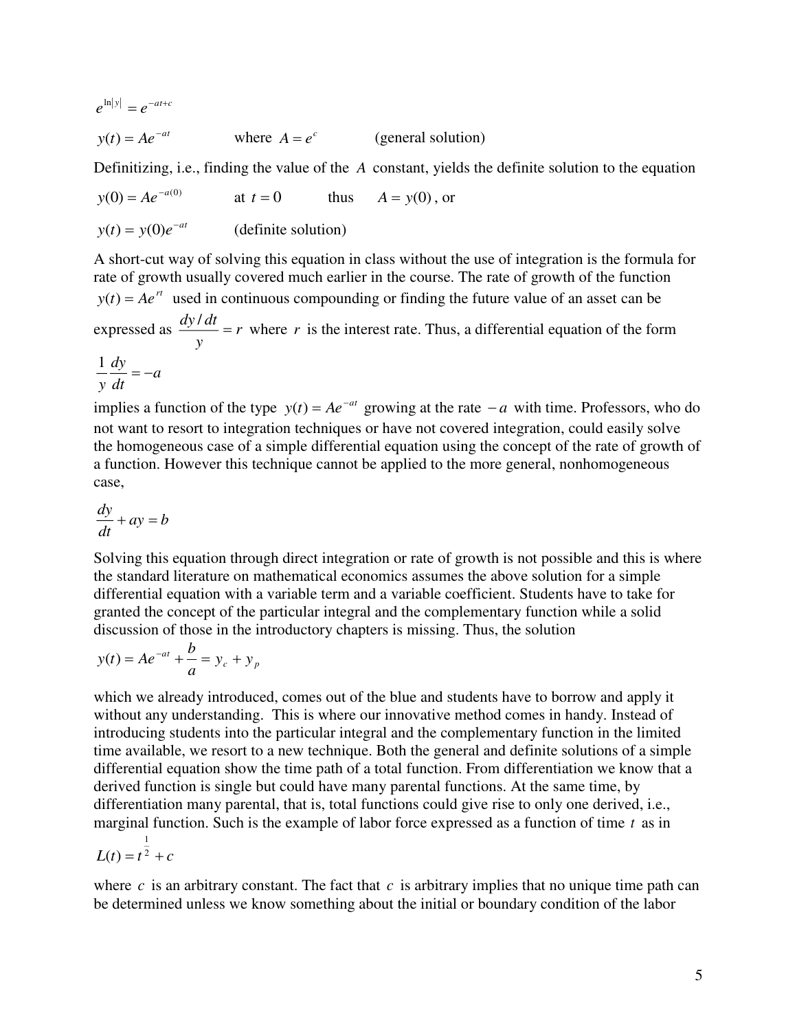$$e^{\ln|y|} = e^{-at+c}$$

$$y(t) = Ae^{-at} \qquad \text{where } A = e^{c} \qquad \text{(general solution)}$$

Definitizing, i.e., finding the value of the $A$ constant, yields the definite solution to the equation

$$y(0) = Ae^{-a(0)} \qquad \text{at } t = 0 \qquad \text{thus} \qquad A = y(0)\text{, or}$$

$$y(t) = y(0)e^{-at} \qquad \text{(definite solution)}$$

A short-cut way of solving this equation in class without the use of integration is the formula for rate of growth usually covered much earlier in the course. The rate of growth of the function $y(t) = Ae^{rt}$ used in continuous compounding or finding the future value of an asset can be expressed as $\frac{dy/dt}{y} = r$ where $r$ is the interest rate. Thus, a differential equation of the form

$$\frac{1}{y}\frac{dy}{dt} = -a$$

implies a function of the type $y(t) = Ae^{-at}$ growing at the rate $-a$ with time. Professors, who do not want to resort to integration techniques or have not covered integration, could easily solve the homogeneous case of a simple differential equation using the concept of the rate of growth of a function. However this technique cannot be applied to the more general, nonhomogeneous case,

$$\frac{dy}{dt} + ay = b$$

Solving this equation through direct integration or rate of growth is not possible and this is where the standard literature on mathematical economics assumes the above solution for a simple differential equation with a variable term and a variable coefficient. Students have to take for granted the concept of the particular integral and the complementary function while a solid discussion of those in the introductory chapters is missing. Thus, the solution

$$y(t) = Ae^{-at} + \frac{b}{a} = y_c + y_p$$

which we already introduced, comes out of the blue and students have to borrow and apply it without any understanding. This is where our innovative method comes in handy. Instead of introducing students into the particular integral and the complementary function in the limited time available, we resort to a new technique. Both the general and definite solutions of a simple differential equation show the time path of a total function. From differentiation we know that a derived function is single but could have many parental functions. At the same time, by differentiation many parental, that is, total functions could give rise to only one derived, i.e., marginal function. Such is the example of labor force expressed as a function of time $t$ as in

$$L(t) = t^{\frac{1}{2}} + c$$

where $c$ is an arbitrary constant. The fact that $c$ is arbitrary implies that no unique time path can be determined unless we know something about the initial or boundary condition of the labor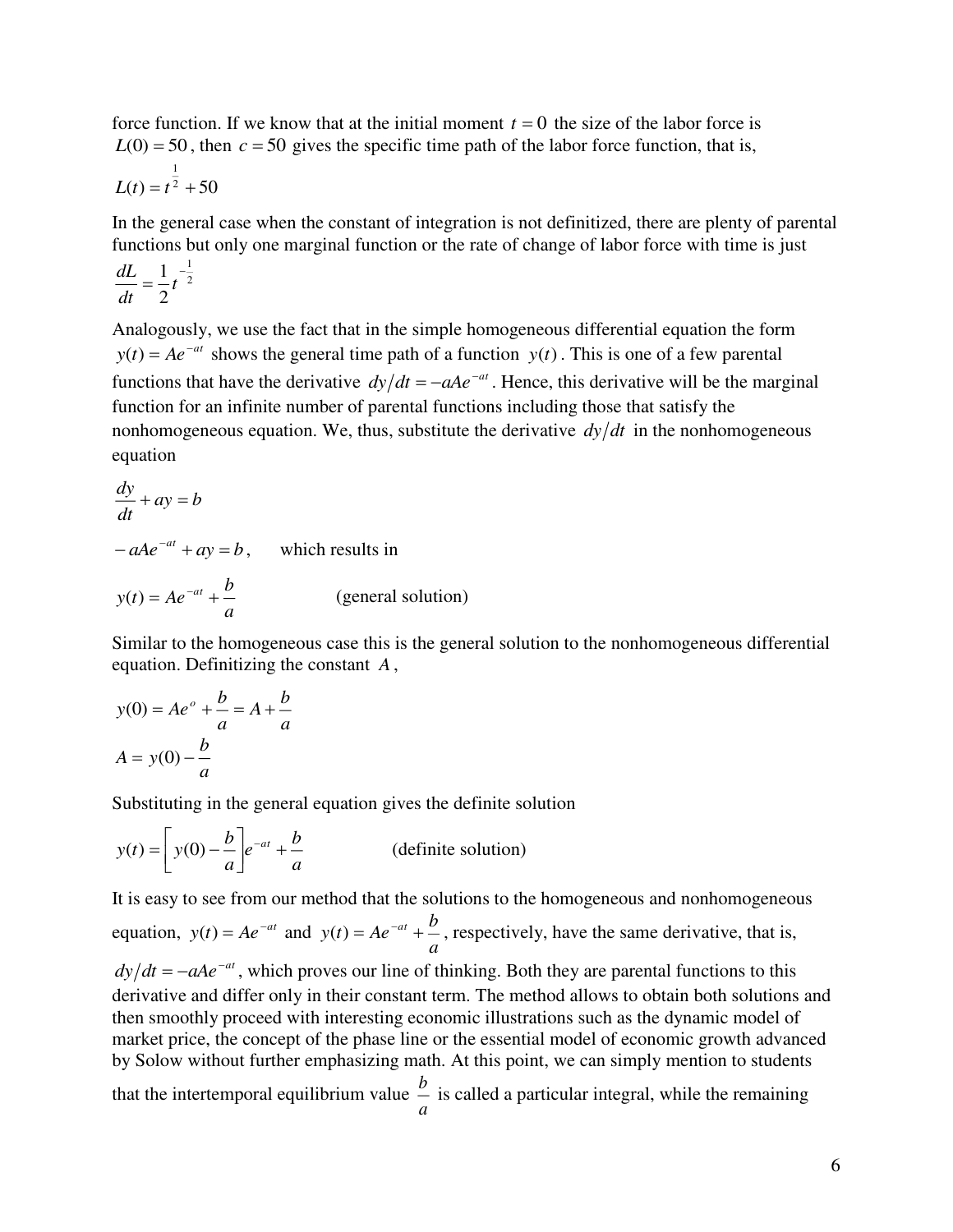force function. If we know that at the initial moment $t = 0$ the size of the labor force is $L(0) = 50$, then $c = 50$ gives the specific time path of the labor force function, that is,

$$L(t) = t^{\frac{1}{2}} + 50$$

In the general case when the constant of integration is not definitized, there are plenty of parental functions but only one marginal function or the rate of change of labor force with time is just

$$\frac{dL}{dt} = \frac{1}{2}t^{-\frac{1}{2}}$$

Analogously, we use the fact that in the simple homogeneous differential equation the form $y(t) = Ae^{-at}$ shows the general time path of a function $y(t)$. This is one of a few parental functions that have the derivative $dy/dt = -aAe^{-at}$. Hence, this derivative will be the marginal function for an infinite number of parental functions including those that satisfy the nonhomogeneous equation. We, thus, substitute the derivative $dy/dt$ in the nonhomogeneous equation

$$\frac{dy}{dt} + ay = b$$

$-aAe^{-at} + ay = b$, which results in

$$y(t) = Ae^{-at} + \frac{b}{a} \qquad \text{(general solution)}$$

Similar to the homogeneous case this is the general solution to the nonhomogeneous differential equation. Definitizing the constant $A$,

$$y(0) = Ae^{o} + \frac{b}{a} = A + \frac{b}{a}$$

$$A = y(0) - \frac{b}{a}$$

Substituting in the general equation gives the definite solution

$$y(t) = \left[ y(0) - \frac{b}{a} \right] e^{-at} + \frac{b}{a} \qquad \text{(definite solution)}$$

It is easy to see from our method that the solutions to the homogeneous and nonhomogeneous equation, $y(t) = Ae^{-at}$ and $y(t) = Ae^{-at} + \frac{b}{a}$, respectively, have the same derivative, that is, $dy/dt = -aAe^{-at}$, which proves our line of thinking. Both they are parental functions to this derivative and differ only in their constant term. The method allows to obtain both solutions and then smoothly proceed with interesting economic illustrations such as the dynamic model of market price, the concept of the phase line or the essential model of economic growth advanced by Solow without further emphasizing math. At this point, we can simply mention to students that the intertemporal equilibrium value $\frac{b}{a}$ is called a particular integral, while the remaining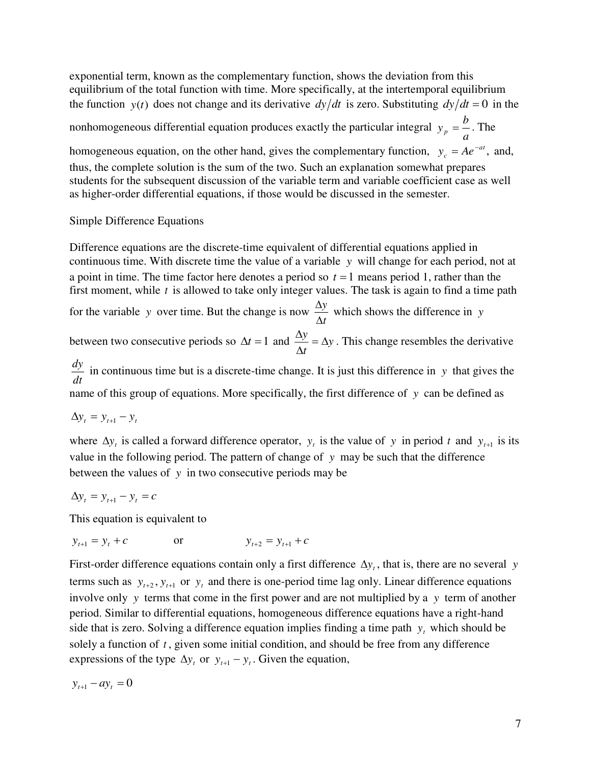exponential term, known as the complementary function, shows the deviation from this equilibrium of the total function with time. More specifically, at the intertemporal equilibrium the function $y(t)$ does not change and its derivative $dy/dt$ is zero. Substituting $dy/dt = 0$ in the nonhomogeneous differential equation produces exactly the particular integral $y_p = \dfrac{b}{a}$. The homogeneous equation, on the other hand, gives the complementary function, $y_c = Ae^{-at}$, and, thus, the complete solution is the sum of the two. Such an explanation somewhat prepares students for the subsequent discussion of the variable term and variable coefficient case as well as higher-order differential equations, if those would be discussed in the semester.

Simple Difference Equations

Difference equations are the discrete-time equivalent of differential equations applied in continuous time. With discrete time the value of a variable $y$ will change for each period, not at a point in time. The time factor here denotes a period so $t = 1$ means period 1, rather than the first moment, while $t$ is allowed to take only integer values. The task is again to find a time path for the variable $y$ over time. But the change is now $\dfrac{\Delta y}{\Delta t}$ which shows the difference in $y$ between two consecutive periods so $\Delta t = 1$ and $\dfrac{\Delta y}{\Delta t} = \Delta y$. This change resembles the derivative $\dfrac{dy}{dt}$ in continuous time but is a discrete-time change. It is just this difference in $y$ that gives the name of this group of equations. More specifically, the first difference of $y$ can be defined as

$$\Delta y_t = y_{t+1} - y_t$$

where $\Delta y_t$ is called a forward difference operator, $y_t$ is the value of $y$ in period $t$ and $y_{t+1}$ is its value in the following period. The pattern of change of $y$ may be such that the difference between the values of $y$ in two consecutive periods may be

$$\Delta y_t = y_{t+1} - y_t = c$$

This equation is equivalent to

$$y_{t+1} = y_t + c \qquad \text{or} \qquad y_{t+2} = y_{t+1} + c$$

First-order difference equations contain only a first difference $\Delta y_t$, that is, there are no several $y$ terms such as $y_{t+2}$, $y_{t+1}$ or $y_t$ and there is one-period time lag only. Linear difference equations involve only $y$ terms that come in the first power and are not multiplied by a $y$ term of another period. Similar to differential equations, homogeneous difference equations have a right-hand side that is zero. Solving a difference equation implies finding a time path $y_t$ which should be solely a function of $t$, given some initial condition, and should be free from any difference expressions of the type $\Delta y_t$ or $y_{t+1} - y_t$. Given the equation,

$$y_{t+1} - ay_t = 0$$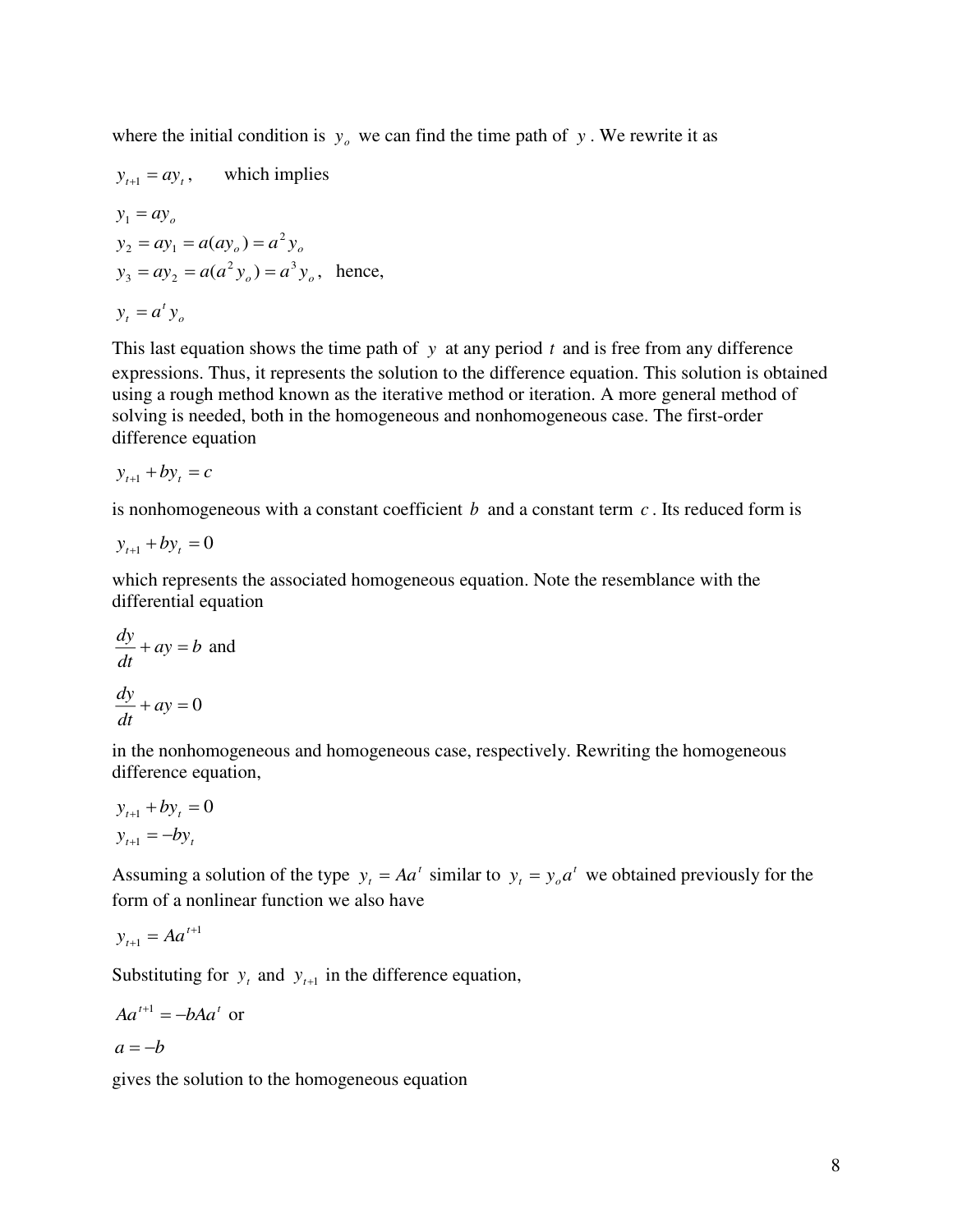where the initial condition is $y_o$ we can find the time path of $y$. We rewrite it as

$y_{t+1} = ay_t$, which implies

$$y_1 = ay_o$$
$$y_2 = ay_1 = a(ay_o) = a^2 y_o$$
$$y_3 = ay_2 = a(a^2 y_o) = a^3 y_o, \quad \text{hence,}$$

$$y_t = a^t y_o$$

This last equation shows the time path of $y$ at any period $t$ and is free from any difference expressions. Thus, it represents the solution to the difference equation. This solution is obtained using a rough method known as the iterative method or iteration. A more general method of solving is needed, both in the homogeneous and nonhomogeneous case. The first-order difference equation

$$y_{t+1} + by_t = c$$

is nonhomogeneous with a constant coefficient $b$ and a constant term $c$. Its reduced form is

$$y_{t+1} + by_t = 0$$

which represents the associated homogeneous equation. Note the resemblance with the differential equation

$$\frac{dy}{dt} + ay = b \text{ and}$$

$$\frac{dy}{dt} + ay = 0$$

in the nonhomogeneous and homogeneous case, respectively. Rewriting the homogeneous difference equation,

$$y_{t+1} + by_t = 0$$
$$y_{t+1} = -by_t$$

Assuming a solution of the type $y_t = Aa^t$ similar to $y_t = y_o a^t$ we obtained previously for the form of a nonlinear function we also have

$$y_{t+1} = Aa^{t+1}$$

Substituting for $y_t$ and $y_{t+1}$ in the difference equation,

$$Aa^{t+1} = -bAa^t \text{ or}$$

$$a = -b$$

gives the solution to the homogeneous equation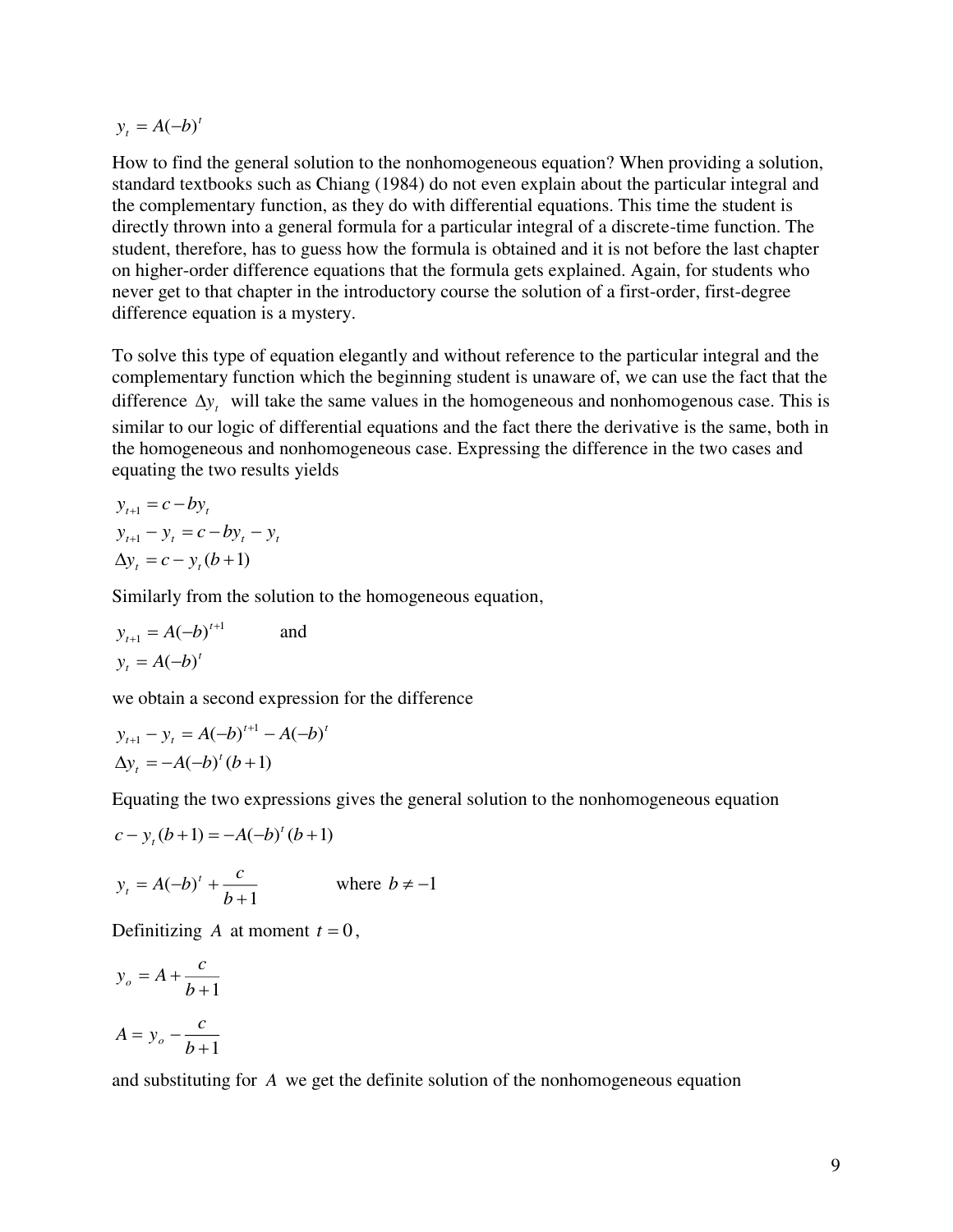$$y_t = A(-b)^t$$

How to find the general solution to the nonhomogeneous equation? When providing a solution, standard textbooks such as Chiang (1984) do not even explain about the particular integral and the complementary function, as they do with differential equations. This time the student is directly thrown into a general formula for a particular integral of a discrete-time function. The student, therefore, has to guess how the formula is obtained and it is not before the last chapter on higher-order difference equations that the formula gets explained. Again, for students who never get to that chapter in the introductory course the solution of a first-order, first-degree difference equation is a mystery.

To solve this type of equation elegantly and without reference to the particular integral and the complementary function which the beginning student is unaware of, we can use the fact that the difference $\Delta y_t$ will take the same values in the homogeneous and nonhomogenous case. This is similar to our logic of differential equations and the fact there the derivative is the same, both in the homogeneous and nonhomogeneous case. Expressing the difference in the two cases and equating the two results yields

$$y_{t+1} = c - by_t$$

$$y_{t+1} - y_t = c - by_t - y_t$$

$$\Delta y_t = c - y_t(b+1)$$

Similarly from the solution to the homogeneous equation,

$$y_{t+1} = A(-b)^{t+1} \qquad \text{and}$$

$$y_t = A(-b)^t$$

we obtain a second expression for the difference

$$y_{t+1} - y_t = A(-b)^{t+1} - A(-b)^t$$

$$\Delta y_t = -A(-b)^t(b+1)$$

Equating the two expressions gives the general solution to the nonhomogeneous equation

$$c - y_t(b+1) = -A(-b)^t(b+1)$$

$$y_t = A(-b)^t + \frac{c}{b+1} \qquad \text{where } b \neq -1$$

Definitizing $A$ at moment $t = 0$,

$$y_o = A + \frac{c}{b+1}$$

$$A = y_o - \frac{c}{b+1}$$

and substituting for $A$ we get the definite solution of the nonhomogeneous equation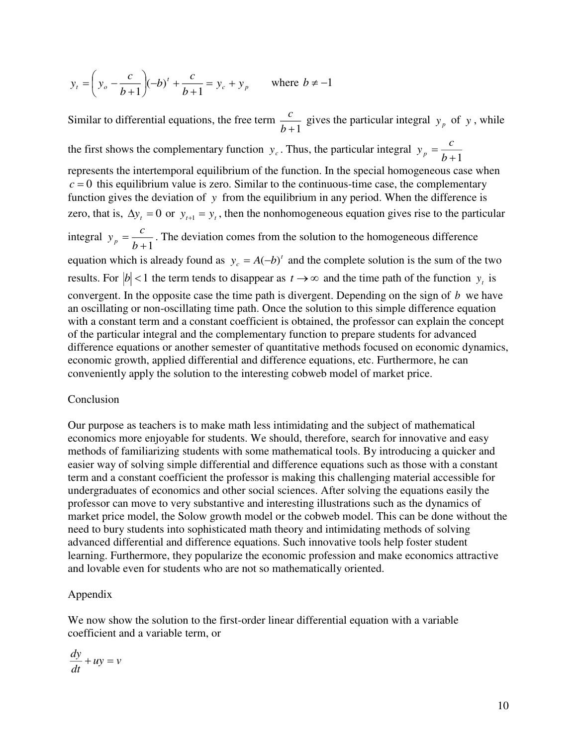$$y_t = \left( y_o - \frac{c}{b+1} \right)(-b)^t + \frac{c}{b+1} = y_c + y_p \qquad \text{where } b \neq -1$$

Similar to differential equations, the free term $\frac{c}{b+1}$ gives the particular integral $y_p$ of $y$, while the first shows the complementary function $y_c$. Thus, the particular integral $y_p = \frac{c}{b+1}$ represents the intertemporal equilibrium of the function. In the special homogeneous case when $c = 0$ this equilibrium value is zero. Similar to the continuous-time case, the complementary function gives the deviation of $y$ from the equilibrium in any period. When the difference is zero, that is, $\Delta y_t = 0$ or $y_{t+1} = y_t$, then the nonhomogeneous equation gives rise to the particular integral $y_p = \frac{c}{b+1}$. The deviation comes from the solution to the homogeneous difference equation which is already found as $y_c = A(-b)^t$ and the complete solution is the sum of the two results. For $|b| < 1$ the term tends to disappear as $t \to \infty$ and the time path of the function $y_t$ is convergent. In the opposite case the time path is divergent. Depending on the sign of $b$ we have an oscillating or non-oscillating time path. Once the solution to this simple difference equation with a constant term and a constant coefficient is obtained, the professor can explain the concept of the particular integral and the complementary function to prepare students for advanced difference equations or another semester of quantitative methods focused on economic dynamics, economic growth, applied differential and difference equations, etc. Furthermore, he can conveniently apply the solution to the interesting cobweb model of market price.

## Conclusion

Our purpose as teachers is to make math less intimidating and the subject of mathematical economics more enjoyable for students. We should, therefore, search for innovative and easy methods of familiarizing students with some mathematical tools. By introducing a quicker and easier way of solving simple differential and difference equations such as those with a constant term and a constant coefficient the professor is making this challenging material accessible for undergraduates of economics and other social sciences. After solving the equations easily the professor can move to very substantive and interesting illustrations such as the dynamics of market price model, the Solow growth model or the cobweb model. This can be done without the need to bury students into sophisticated math theory and intimidating methods of solving advanced differential and difference equations. Such innovative tools help foster student learning. Furthermore, they popularize the economic profession and make economics attractive and lovable even for students who are not so mathematically oriented.

## Appendix

We now show the solution to the first-order linear differential equation with a variable coefficient and a variable term, or

$$\frac{dy}{dt} + uy = v$$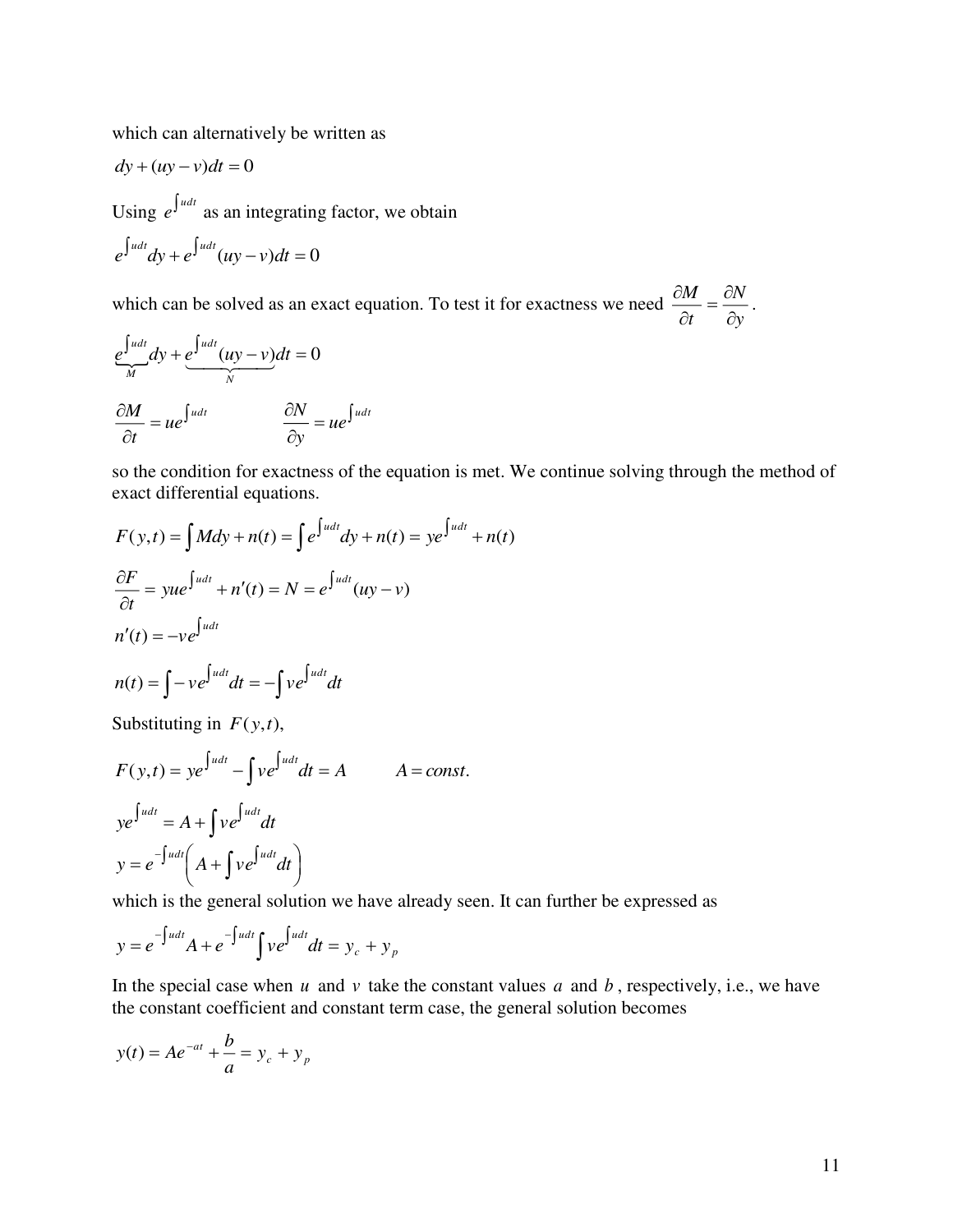which can alternatively be written as

$$dy + (uy - v)dt = 0$$

Using $e^{\int u dt}$ as an integrating factor, we obtain

$$e^{\int u dt} dy + e^{\int u dt}(uy - v)dt = 0$$

which can be solved as an exact equation. To test it for exactness we need $\frac{\partial M}{\partial t} = \frac{\partial N}{\partial y}$.

$$\underbrace{e^{\int u dt}}_{M} dy + \underbrace{e^{\int u dt}(uy - v)}_{N} dt = 0$$

$$\frac{\partial M}{\partial t} = ue^{\int u dt} \qquad \frac{\partial N}{\partial y} = ue^{\int u dt}$$

so the condition for exactness of the equation is met. We continue solving through the method of exact differential equations.

$$F(y,t) = \int M dy + n(t) = \int e^{\int u dt} dy + n(t) = ye^{\int u dt} + n(t)$$

$$\frac{\partial F}{\partial t} = yue^{\int u dt} + n'(t) = N = e^{\int u dt}(uy - v)$$

$$n'(t) = -ve^{\int u dt}$$

$$n(t) = \int -ve^{\int u dt} dt = -\int ve^{\int u dt} dt$$

Substituting in $F(y,t)$,

$$F(y,t) = ye^{\int u dt} - \int ve^{\int u dt} dt = A \qquad A = const.$$

$$ye^{\int u dt} = A + \int ve^{\int u dt} dt$$

$$y = e^{-\int u dt}\left(A + \int ve^{\int u dt} dt\right)$$

which is the general solution we have already seen. It can further be expressed as

$$y = e^{-\int u dt} A + e^{-\int u dt} \int ve^{\int u dt} dt = y_c + y_p$$

In the special case when $u$ and $v$ take the constant values $a$ and $b$, respectively, i.e., we have the constant coefficient and constant term case, the general solution becomes

$$y(t) = Ae^{-at} + \frac{b}{a} = y_c + y_p$$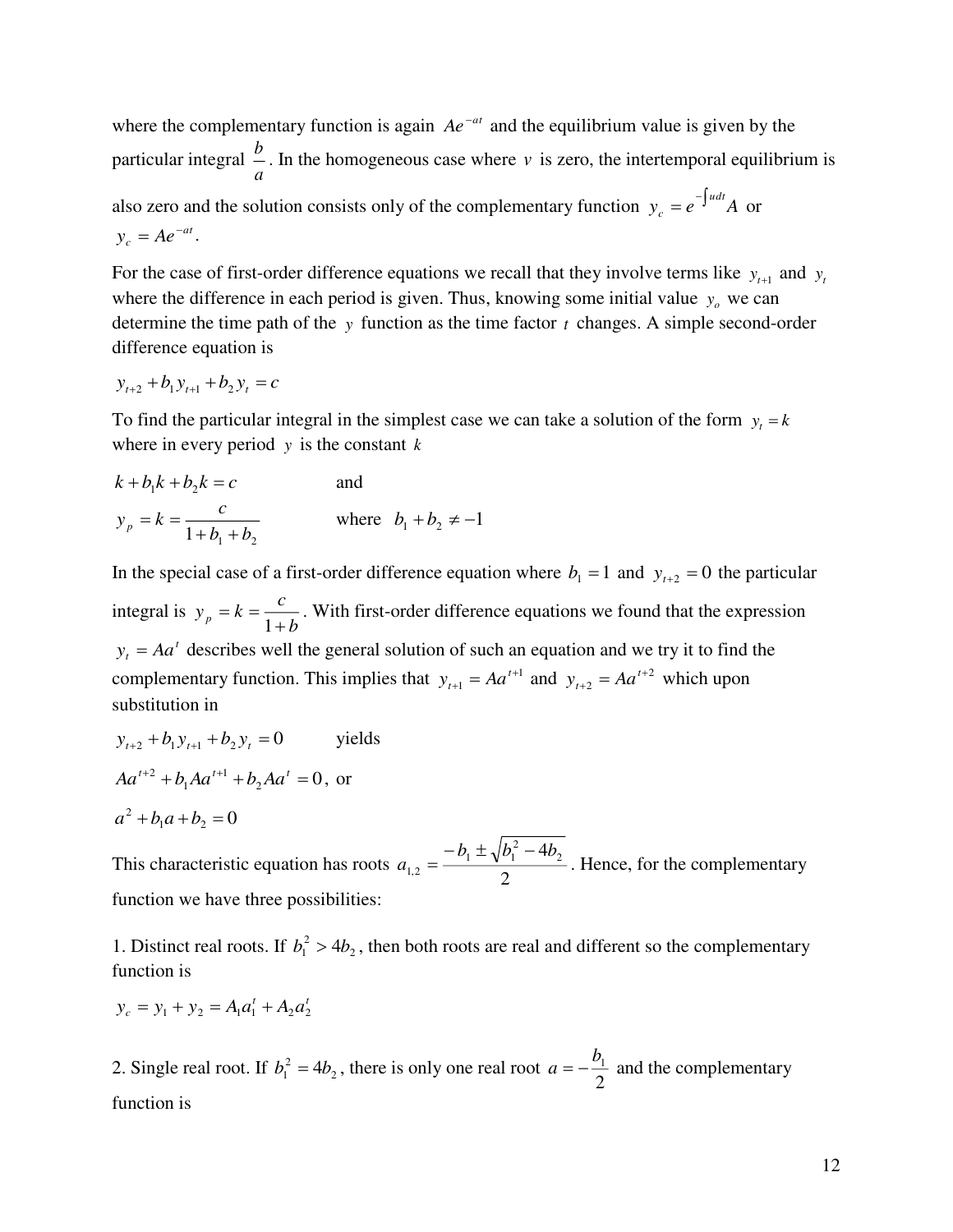where the complementary function is again $Ae^{-at}$ and the equilibrium value is given by the particular integral $\frac{b}{a}$. In the homogeneous case where $v$ is zero, the intertemporal equilibrium is also zero and the solution consists only of the complementary function $y_c = e^{-\int u dt} A$ or $y_c = Ae^{-at}$.

For the case of first-order difference equations we recall that they involve terms like $y_{t+1}$ and $y_t$ where the difference in each period is given. Thus, knowing some initial value $y_o$ we can determine the time path of the $y$ function as the time factor $t$ changes. A simple second-order difference equation is

$$y_{t+2} + b_1 y_{t+1} + b_2 y_t = c$$

To find the particular integral in the simplest case we can take a solution of the form $y_t = k$ where in every period $y$ is the constant $k$

$$k + b_1 k + b_2 k = c \qquad \text{and}$$

$$y_p = k = \frac{c}{1 + b_1 + b_2} \qquad \text{where} \quad b_1 + b_2 \neq -1$$

In the special case of a first-order difference equation where $b_1 = 1$ and $y_{t+2} = 0$ the particular integral is $y_p = k = \frac{c}{1+b}$. With first-order difference equations we found that the expression $y_t = Aa^t$ describes well the general solution of such an equation and we try it to find the complementary function. This implies that $y_{t+1} = Aa^{t+1}$ and $y_{t+2} = Aa^{t+2}$ which upon substitution in

$$y_{t+2} + b_1 y_{t+1} + b_2 y_t = 0 \qquad \text{yields}$$

$$Aa^{t+2} + b_1 Aa^{t+1} + b_2 Aa^t = 0, \text{ or}$$

$$a^2 + b_1 a + b_2 = 0$$

This characteristic equation has roots $a_{1,2} = \frac{-b_1 \pm \sqrt{b_1^2 - 4b_2}}{2}$. Hence, for the complementary function we have three possibilities:

1. Distinct real roots. If $b_1^2 > 4b_2$, then both roots are real and different so the complementary function is

$$y_c = y_1 + y_2 = A_1 a_1^t + A_2 a_2^t$$

2. Single real root. If $b_1^2 = 4b_2$, there is only one real root $a = -\frac{b_1}{2}$ and the complementary function is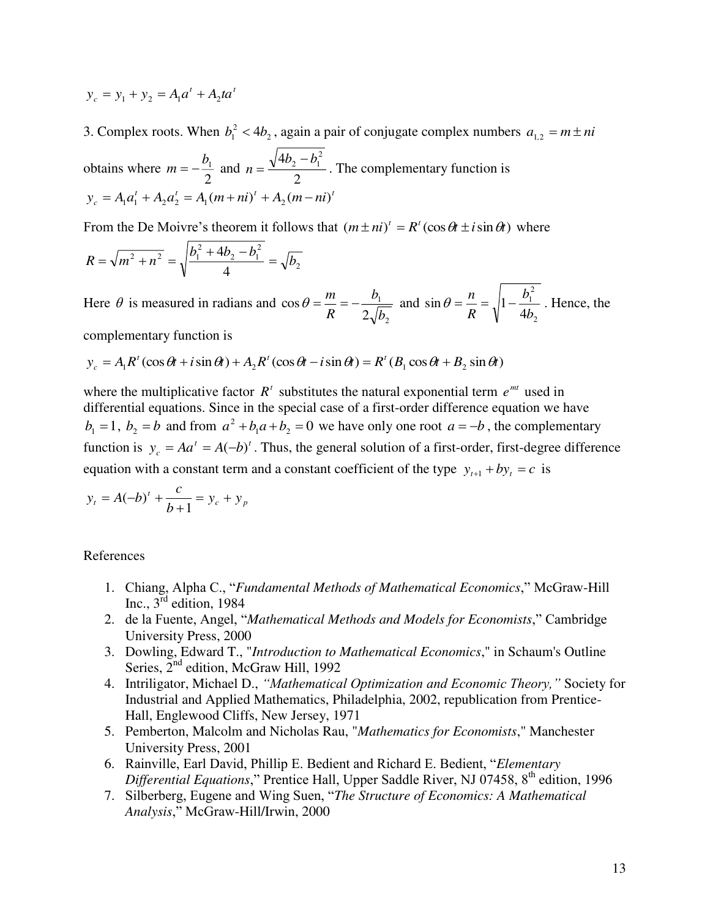$$y_c = y_1 + y_2 = A_1 a^t + A_2 t a^t$$

3. Complex roots. When $b_1^2 < 4b_2$, again a pair of conjugate complex numbers $a_{1,2} = m \pm ni$ obtains where $m = -\dfrac{b_1}{2}$ and $n = \dfrac{\sqrt{4b_2 - b_1^2}}{2}$. The complementary function is

$$y_c = A_1 a_1^t + A_2 a_2^t = A_1 (m + ni)^t + A_2 (m - ni)^t$$

From the De Moivre's theorem it follows that $(m \pm ni)^t = R^t (\cos \theta t \pm i \sin \theta t)$ where

$$R = \sqrt{m^2 + n^2} = \sqrt{\frac{b_1^2 + 4b_2 - b_1^2}{4}} = \sqrt{b_2}$$

Here $\theta$ is measured in radians and $\cos \theta = \dfrac{m}{R} = -\dfrac{b_1}{2\sqrt{b_2}}$ and $\sin \theta = \dfrac{n}{R} = \sqrt{1 - \dfrac{b_1^2}{4b_2}}$. Hence, the complementary function is

$$y_c = A_1 R^t (\cos \theta t + i \sin \theta t) + A_2 R^t (\cos \theta t - i \sin \theta t) = R^t (B_1 \cos \theta t + B_2 \sin \theta t)$$

where the multiplicative factor $R^t$ substitutes the natural exponential term $e^{mt}$ used in differential equations. Since in the special case of a first-order difference equation we have $b_1 = 1,\ b_2 = b$ and from $a^2 + b_1 a + b_2 = 0$ we have only one root $a = -b$, the complementary function is $y_c = Aa^t = A(-b)^t$. Thus, the general solution of a first-order, first-degree difference equation with a constant term and a constant coefficient of the type $y_{t+1} + by_t = c$ is

$$y_t = A(-b)^t + \frac{c}{b+1} = y_c + y_p$$

References

1. Chiang, Alpha C., "*Fundamental Methods of Mathematical Economics*," McGraw-Hill Inc., 3rd edition, 1984
2. de la Fuente, Angel, "*Mathematical Methods and Models for Economists*," Cambridge University Press, 2000
3. Dowling, Edward T., "*Introduction to Mathematical Economics*," in Schaum's Outline Series, 2nd edition, McGraw Hill, 1992
4. Intriligator, Michael D., *"Mathematical Optimization and Economic Theory,"* Society for Industrial and Applied Mathematics, Philadelphia, 2002, republication from Prentice-Hall, Englewood Cliffs, New Jersey, 1971
5. Pemberton, Malcolm and Nicholas Rau, "*Mathematics for Economists*," Manchester University Press, 2001
6. Rainville, Earl David, Phillip E. Bedient and Richard E. Bedient, "*Elementary Differential Equations*," Prentice Hall, Upper Saddle River, NJ 07458, 8th edition, 1996
7. Silberberg, Eugene and Wing Suen, "*The Structure of Economics: A Mathematical Analysis*," McGraw-Hill/Irwin, 2000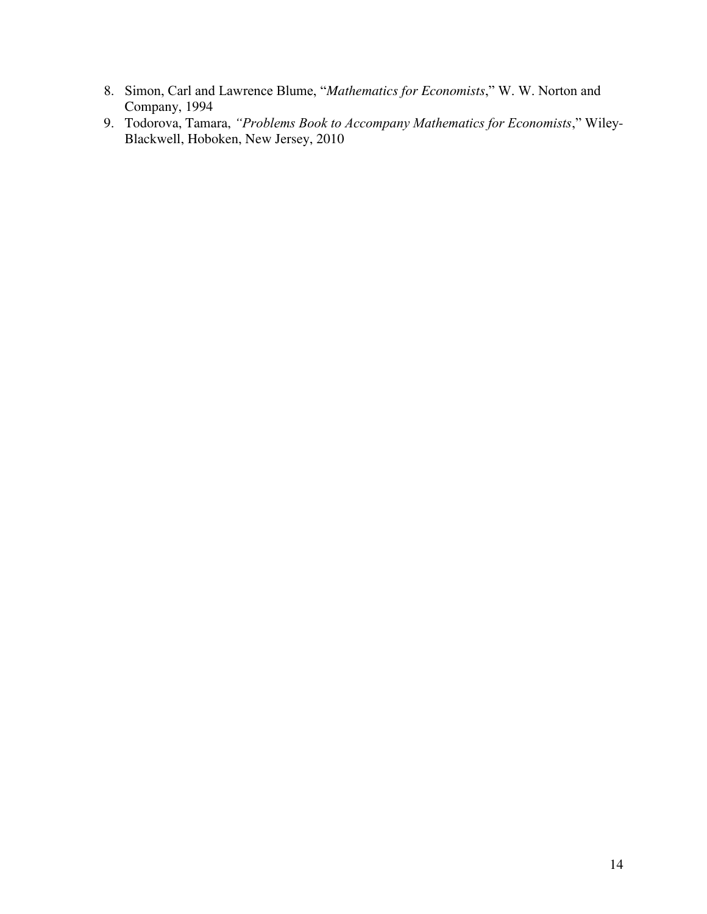8. Simon, Carl and Lawrence Blume, "*Mathematics for Economists*," W. W. Norton and Company, 1994
9. Todorova, Tamara, *"Problems Book to Accompany Mathematics for Economists*," Wiley-Blackwell, Hoboken, New Jersey, 2010